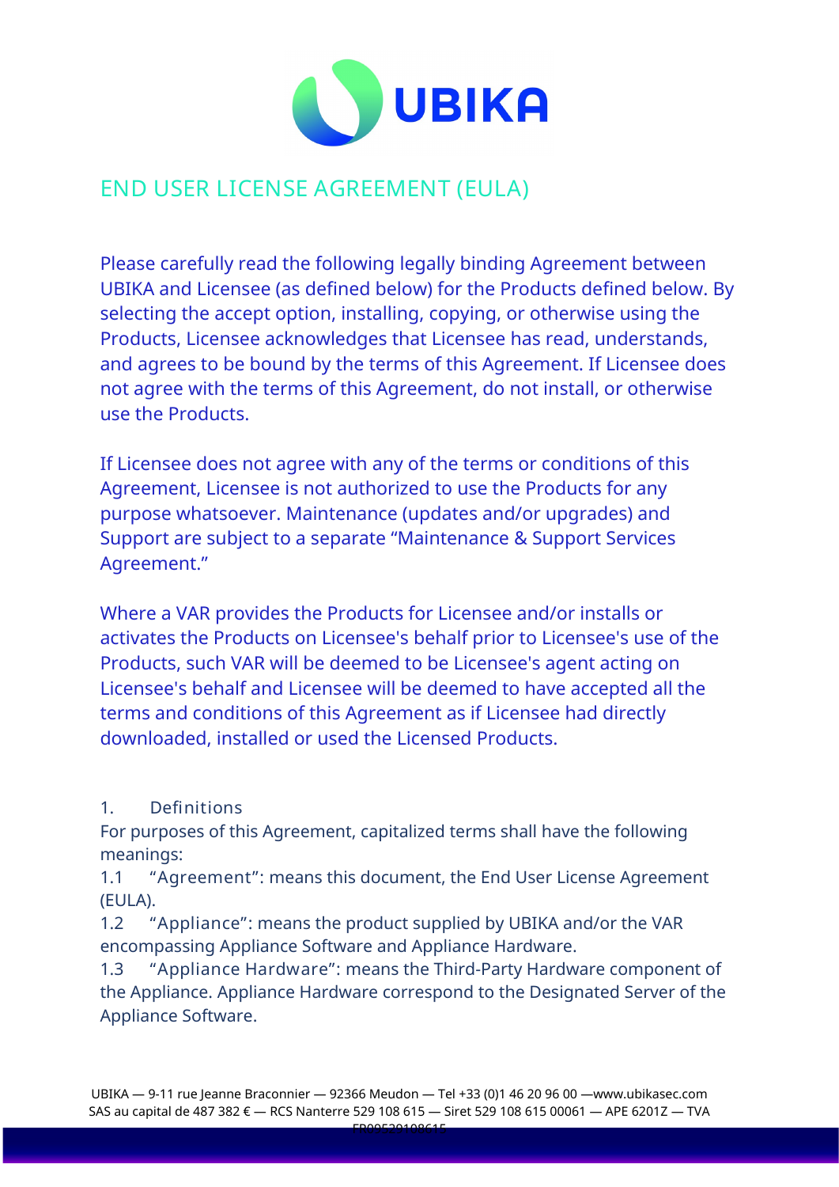# END USER LICENSE AGREEMENT (EULA)

Please carefully read the following legally binding Agreement between UBIKA and Licensee (as defined below) for the Products defined below. By selecting the accept option, installing, copying, or otherwise using the Products, Licensee acknowledges that Licensee has read, understands, and agrees to be bound by the terms of this Agreement. If Licensee does not agree with the terms of this Agreement, do not install, or otherwise use the Products.

If Licensee does not agree with any of the terms or conditions of this Agreement, Licensee is not authorized to use the Products for any purpose whatsoever. Maintenance (updates and/or upgrades) and Support are subject to a separate "Maintenance & Support Services Agreement."

Where a VAR provides the Products for Licensee and/or installs or activates the Products on Licensee's behalf prior to Licensee's use of the Products, such VAR will be deemed to be Licensee's agent acting on Licensee's behalf and Licensee will be deemed to have accepted all the terms and conditions of this Agreement as if Licensee had directly downloaded, installed or used the Licensed Products.

## 1. Definitions

For purposes of this Agreement, capitalized terms shall have the following meanings:

1.1 "Agreement": means this document, the End User License Agreement (EULA).

1.2 "Appliance": means the product supplied by UBIKA and/or the VAR encompassing Appliance Software and Appliance Hardware.

1.3 "Appliance Hardware": means the Third-Party Hardware component of the Appliance. Appliance Hardware correspond to the Designated Server of the Appliance Software.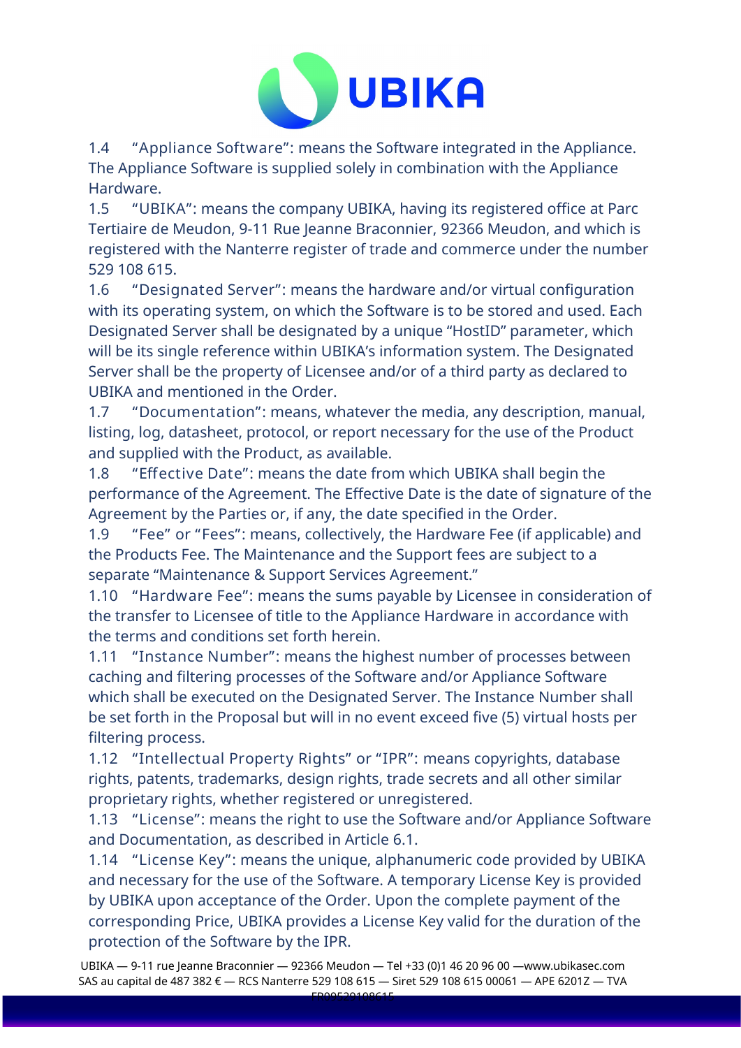1.4 “Appliance Software”: means the Software integrated in the Appliance. The Appliance Software is supplied solely in combination with the Appliance Hardware.

1.5 “UBIKA”: means the company UBIKA, having its registered office at Parc Tertiaire de Meudon, 9-11 Rue Jeanne Braconnier, 92366 Meudon, and which is registered with the Nanterre register of trade and commerce under the number 529 108 615.

1.6 “Designated Server”: means the hardware and/or virtual configuration with its operating system, on which the Software is to be stored and used. Each Designated Server shall be designated by a unique “HostID” parameter, which will be its single reference within UBIKA’s information system. The Designated Server shall be the property of Licensee and/or of a third party as declared to UBIKA and mentioned in the Order.

1.7 “Documentation”: means, whatever the media, any description, manual, listing, log, datasheet, protocol, or report necessary for the use of the Product and supplied with the Product, as available.

1.8 “Effective Date”: means the date from which UBIKA shall begin the performance of the Agreement. The Effective Date is the date of signature of the Agreement by the Parties or, if any, the date specified in the Order.

1.9 “Fee” or “Fees”: means, collectively, the Hardware Fee (if applicable) and the Products Fee. The Maintenance and the Support fees are subject to a separate “Maintenance & Support Services Agreement.”

1.10 “Hardware Fee”: means the sums payable by Licensee in consideration of the transfer to Licensee of title to the Appliance Hardware in accordance with the terms and conditions set forth herein.

1.11 “Instance Number”: means the highest number of processes between caching and filtering processes of the Software and/or Appliance Software which shall be executed on the Designated Server. The Instance Number shall be set forth in the Proposal but will in no event exceed five (5) virtual hosts per filtering process.

1.12 “Intellectual Property Rights” or “IPR”: means copyrights, database rights, patents, trademarks, design rights, trade secrets and all other similar proprietary rights, whether registered or unregistered.

1.13 “License”: means the right to use the Software and/or Appliance Software and Documentation, as described in Article 6.1.

1.14 “License Key”: means the unique, alphanumeric code provided by UBIKA and necessary for the use of the Software. A temporary License Key is provided by UBIKA upon acceptance of the Order. Upon the complete payment of the corresponding Price, UBIKA provides a License Key valid for the duration of the protection of the Software by the IPR.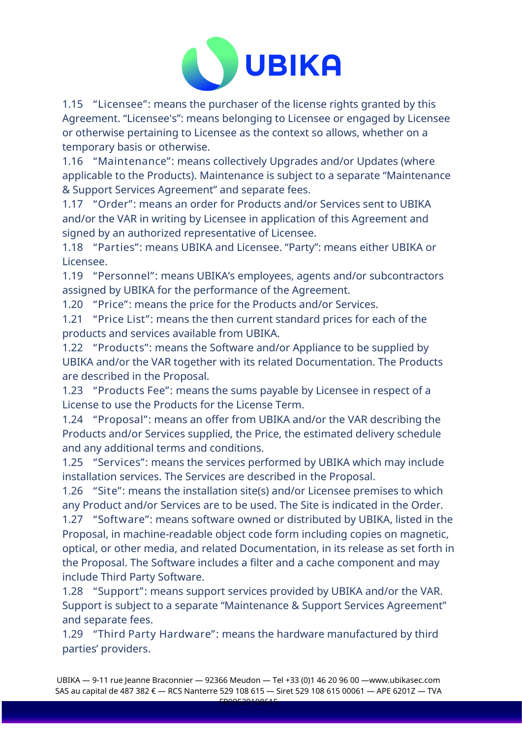1.15 “Licensee”: means the purchaser of the license rights granted by this Agreement. “Licensee's”: means belonging to Licensee or engaged by Licensee or otherwise pertaining to Licensee as the context so allows, whether on a temporary basis or otherwise.

1.16 “Maintenance”: means collectively Upgrades and/or Updates (where applicable to the Products). Maintenance is subject to a separate “Maintenance & Support Services Agreement” and separate fees.

1.17 “Order”: means an order for Products and/or Services sent to UBIKA and/or the VAR in writing by Licensee in application of this Agreement and signed by an authorized representative of Licensee.

1.18 “Parties”: means UBIKA and Licensee. “Party”: means either UBIKA or Licensee.

1.19 “Personnel”: means UBIKA’s employees, agents and/or subcontractors assigned by UBIKA for the performance of the Agreement.

1.20 “Price”: means the price for the Products and/or Services.

1.21 “Price List”: means the then current standard prices for each of the products and services available from UBIKA.

1.22 “Products”: means the Software and/or Appliance to be supplied by UBIKA and/or the VAR together with its related Documentation. The Products are described in the Proposal.

1.23 “Products Fee”: means the sums payable by Licensee in respect of a License to use the Products for the License Term.

1.24 “Proposal”: means an offer from UBIKA and/or the VAR describing the Products and/or Services supplied, the Price, the estimated delivery schedule and any additional terms and conditions.

1.25 “Services”: means the services performed by UBIKA which may include installation services. The Services are described in the Proposal.

1.26 “Site”: means the installation site(s) and/or Licensee premises to which any Product and/or Services are to be used. The Site is indicated in the Order.

1.27 “Software”: means software owned or distributed by UBIKA, listed in the Proposal, in machine-readable object code form including copies on magnetic, optical, or other media, and related Documentation, in its release as set forth in the Proposal. The Software includes a filter and a cache component and may include Third Party Software.

1.28 “Support”: means support services provided by UBIKA and/or the VAR. Support is subject to a separate “Maintenance & Support Services Agreement” and separate fees.

1.29 “Third Party Hardware”: means the hardware manufactured by third parties’ providers.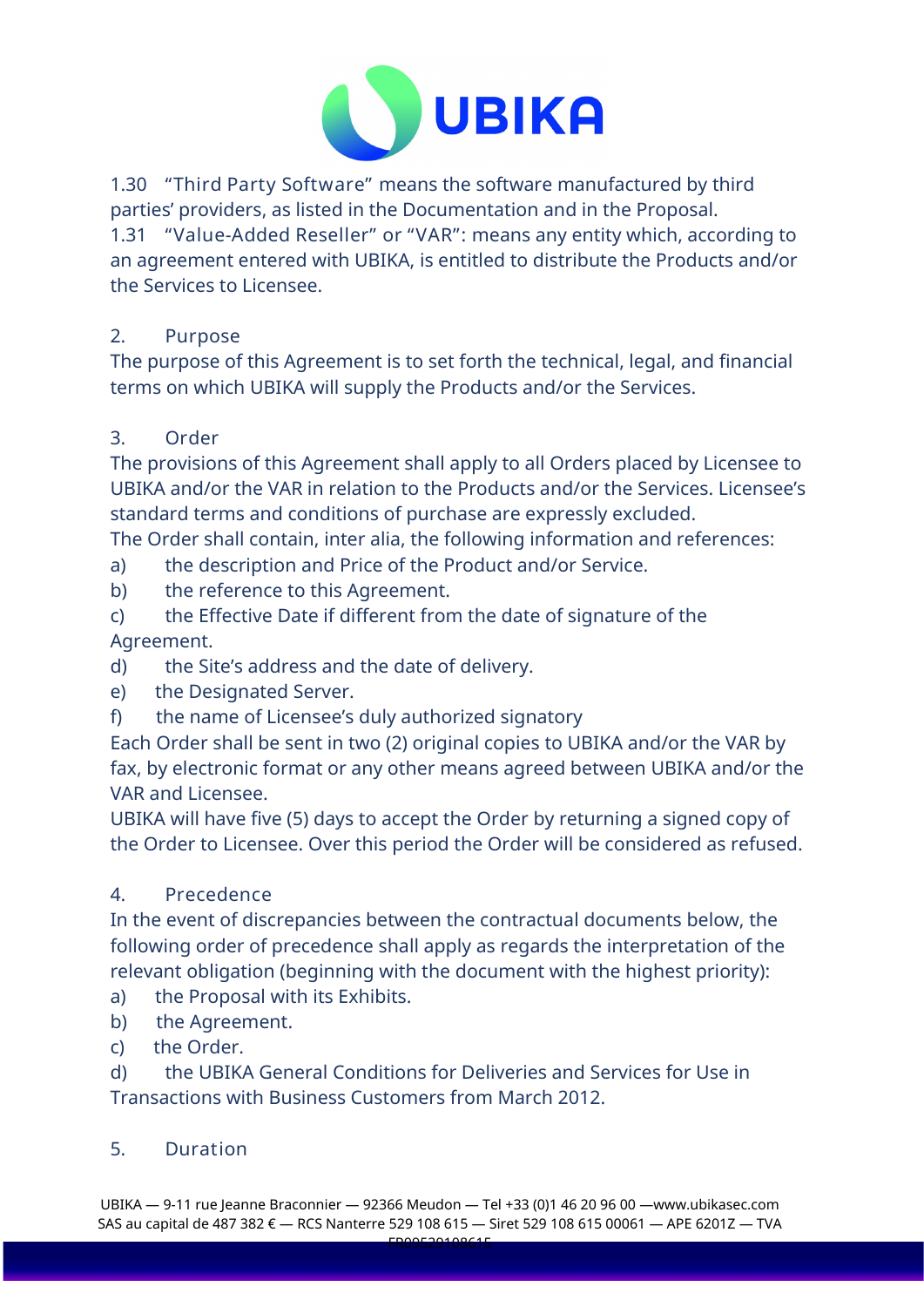1.30 "Third Party Software" means the software manufactured by third parties' providers, as listed in the Documentation and in the Proposal.

1.31 "Value-Added Reseller" or "VAR": means any entity which, according to an agreement entered with UBIKA, is entitled to distribute the Products and/or the Services to Licensee.

## 2. Purpose

The purpose of this Agreement is to set forth the technical, legal, and financial terms on which UBIKA will supply the Products and/or the Services.

## 3. Order

The provisions of this Agreement shall apply to all Orders placed by Licensee to UBIKA and/or the VAR in relation to the Products and/or the Services. Licensee's standard terms and conditions of purchase are expressly excluded.

The Order shall contain, inter alia, the following information and references:

a) the description and Price of the Product and/or Service.
b) the reference to this Agreement.
c) the Effective Date if different from the date of signature of the Agreement.
d) the Site's address and the date of delivery.
e) the Designated Server.
f) the name of Licensee's duly authorized signatory

Each Order shall be sent in two (2) original copies to UBIKA and/or the VAR by fax, by electronic format or any other means agreed between UBIKA and/or the VAR and Licensee.

UBIKA will have five (5) days to accept the Order by returning a signed copy of the Order to Licensee. Over this period the Order will be considered as refused.

## 4. Precedence

In the event of discrepancies between the contractual documents below, the following order of precedence shall apply as regards the interpretation of the relevant obligation (beginning with the document with the highest priority):

a) the Proposal with its Exhibits.
b) the Agreement.
c) the Order.
d) the UBIKA General Conditions for Deliveries and Services for Use in Transactions with Business Customers from March 2012.

## 5. Duration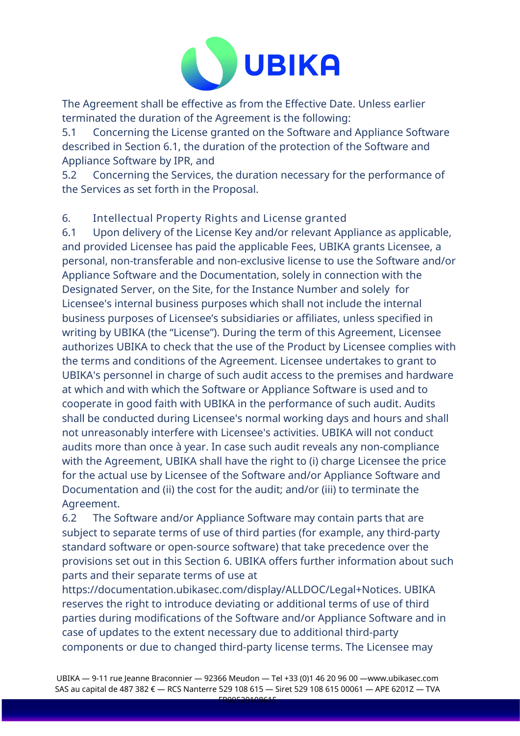The Agreement shall be effective as from the Effective Date. Unless earlier terminated the duration of the Agreement is the following:

5.1 Concerning the License granted on the Software and Appliance Software described in Section 6.1, the duration of the protection of the Software and Appliance Software by IPR, and

5.2 Concerning the Services, the duration necessary for the performance of the Services as set forth in the Proposal.

## 6. Intellectual Property Rights and License granted

6.1 Upon delivery of the License Key and/or relevant Appliance as applicable, and provided Licensee has paid the applicable Fees, UBIKA grants Licensee, a personal, non-transferable and non-exclusive license to use the Software and/or Appliance Software and the Documentation, solely in connection with the Designated Server, on the Site, for the Instance Number and solely for Licensee's internal business purposes which shall not include the internal business purposes of Licensee's subsidiaries or affiliates, unless specified in writing by UBIKA (the "License"). During the term of this Agreement, Licensee authorizes UBIKA to check that the use of the Product by Licensee complies with the terms and conditions of the Agreement. Licensee undertakes to grant to UBIKA's personnel in charge of such audit access to the premises and hardware at which and with which the Software or Appliance Software is used and to cooperate in good faith with UBIKA in the performance of such audit. Audits shall be conducted during Licensee's normal working days and hours and shall not unreasonably interfere with Licensee's activities. UBIKA will not conduct audits more than once à year. In case such audit reveals any non-compliance with the Agreement, UBIKA shall have the right to (i) charge Licensee the price for the actual use by Licensee of the Software and/or Appliance Software and Documentation and (ii) the cost for the audit; and/or (iii) to terminate the Agreement.

6.2 The Software and/or Appliance Software may contain parts that are subject to separate terms of use of third parties (for example, any third-party standard software or open-source software) that take precedence over the provisions set out in this Section 6. UBIKA offers further information about such parts and their separate terms of use at https://documentation.ubikasec.com/display/ALLDOC/Legal+Notices. UBIKA reserves the right to introduce deviating or additional terms of use of third parties during modifications of the Software and/or Appliance Software and in case of updates to the extent necessary due to additional third-party components or due to changed third-party license terms. The Licensee may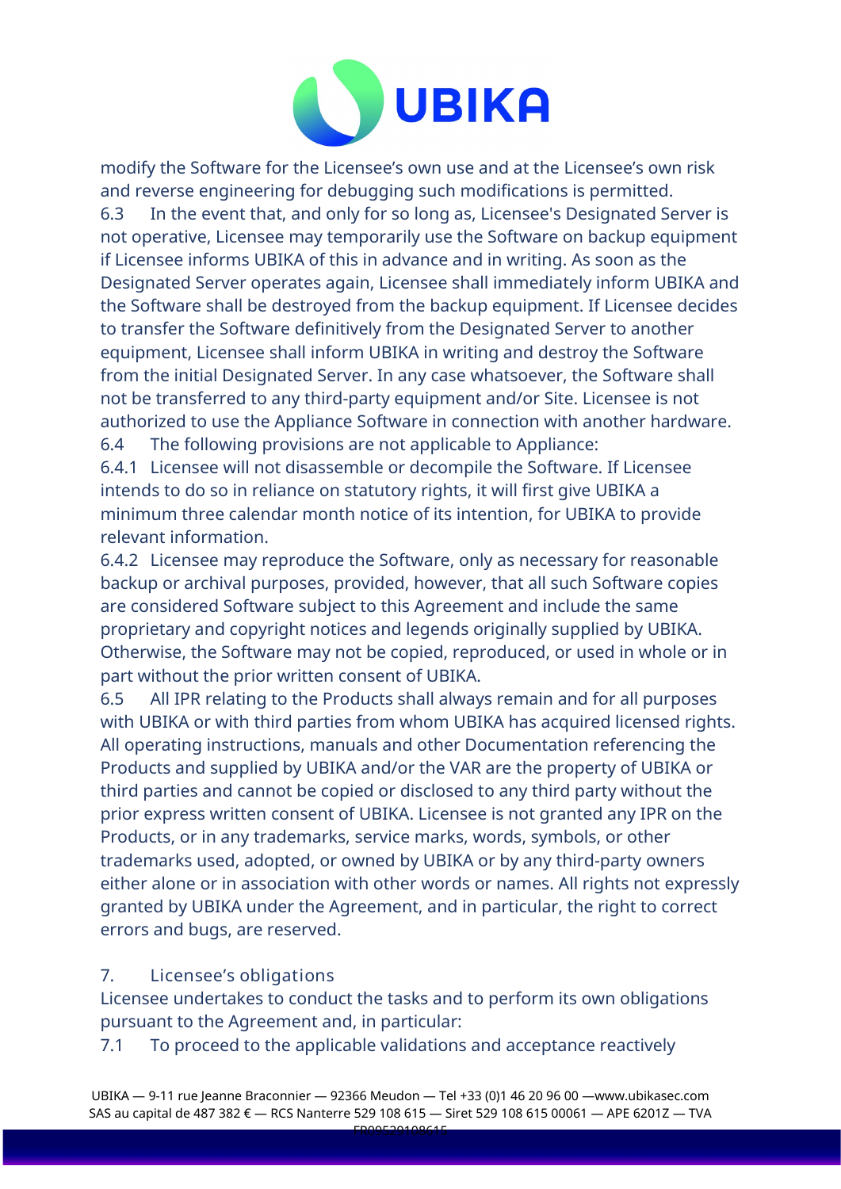modify the Software for the Licensee's own use and at the Licensee's own risk and reverse engineering for debugging such modifications is permitted.

6.3 In the event that, and only for so long as, Licensee's Designated Server is not operative, Licensee may temporarily use the Software on backup equipment if Licensee informs UBIKA of this in advance and in writing. As soon as the Designated Server operates again, Licensee shall immediately inform UBIKA and the Software shall be destroyed from the backup equipment. If Licensee decides to transfer the Software definitively from the Designated Server to another equipment, Licensee shall inform UBIKA in writing and destroy the Software from the initial Designated Server. In any case whatsoever, the Software shall not be transferred to any third-party equipment and/or Site. Licensee is not authorized to use the Appliance Software in connection with another hardware.

6.4 The following provisions are not applicable to Appliance:

6.4.1 Licensee will not disassemble or decompile the Software. If Licensee intends to do so in reliance on statutory rights, it will first give UBIKA a minimum three calendar month notice of its intention, for UBIKA to provide relevant information.

6.4.2 Licensee may reproduce the Software, only as necessary for reasonable backup or archival purposes, provided, however, that all such Software copies are considered Software subject to this Agreement and include the same proprietary and copyright notices and legends originally supplied by UBIKA. Otherwise, the Software may not be copied, reproduced, or used in whole or in part without the prior written consent of UBIKA.

6.5 All IPR relating to the Products shall always remain and for all purposes with UBIKA or with third parties from whom UBIKA has acquired licensed rights. All operating instructions, manuals and other Documentation referencing the Products and supplied by UBIKA and/or the VAR are the property of UBIKA or third parties and cannot be copied or disclosed to any third party without the prior express written consent of UBIKA. Licensee is not granted any IPR on the Products, or in any trademarks, service marks, words, symbols, or other trademarks used, adopted, or owned by UBIKA or by any third-party owners either alone or in association with other words or names. All rights not expressly granted by UBIKA under the Agreement, and in particular, the right to correct errors and bugs, are reserved.

## 7. Licensee's obligations

Licensee undertakes to conduct the tasks and to perform its own obligations pursuant to the Agreement and, in particular:

7.1 To proceed to the applicable validations and acceptance reactively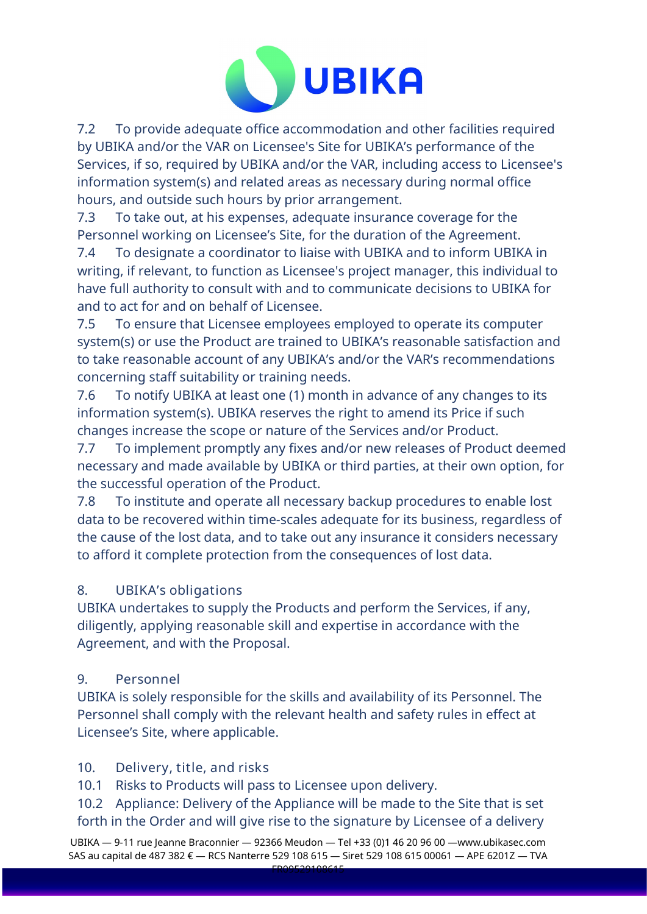7.2 To provide adequate office accommodation and other facilities required by UBIKA and/or the VAR on Licensee's Site for UBIKA's performance of the Services, if so, required by UBIKA and/or the VAR, including access to Licensee's information system(s) and related areas as necessary during normal office hours, and outside such hours by prior arrangement.

7.3 To take out, at his expenses, adequate insurance coverage for the Personnel working on Licensee's Site, for the duration of the Agreement.

7.4 To designate a coordinator to liaise with UBIKA and to inform UBIKA in writing, if relevant, to function as Licensee's project manager, this individual to have full authority to consult with and to communicate decisions to UBIKA for and to act for and on behalf of Licensee.

7.5 To ensure that Licensee employees employed to operate its computer system(s) or use the Product are trained to UBIKA's reasonable satisfaction and to take reasonable account of any UBIKA's and/or the VAR's recommendations concerning staff suitability or training needs.

7.6 To notify UBIKA at least one (1) month in advance of any changes to its information system(s). UBIKA reserves the right to amend its Price if such changes increase the scope or nature of the Services and/or Product.

7.7 To implement promptly any fixes and/or new releases of Product deemed necessary and made available by UBIKA or third parties, at their own option, for the successful operation of the Product.

7.8 To institute and operate all necessary backup procedures to enable lost data to be recovered within time-scales adequate for its business, regardless of the cause of the lost data, and to take out any insurance it considers necessary to afford it complete protection from the consequences of lost data.

## 8. UBIKA's obligations

UBIKA undertakes to supply the Products and perform the Services, if any, diligently, applying reasonable skill and expertise in accordance with the Agreement, and with the Proposal.

## 9. Personnel

UBIKA is solely responsible for the skills and availability of its Personnel. The Personnel shall comply with the relevant health and safety rules in effect at Licensee's Site, where applicable.

## 10. Delivery, title, and risks

10.1 Risks to Products will pass to Licensee upon delivery.

10.2 Appliance: Delivery of the Appliance will be made to the Site that is set forth in the Order and will give rise to the signature by Licensee of a delivery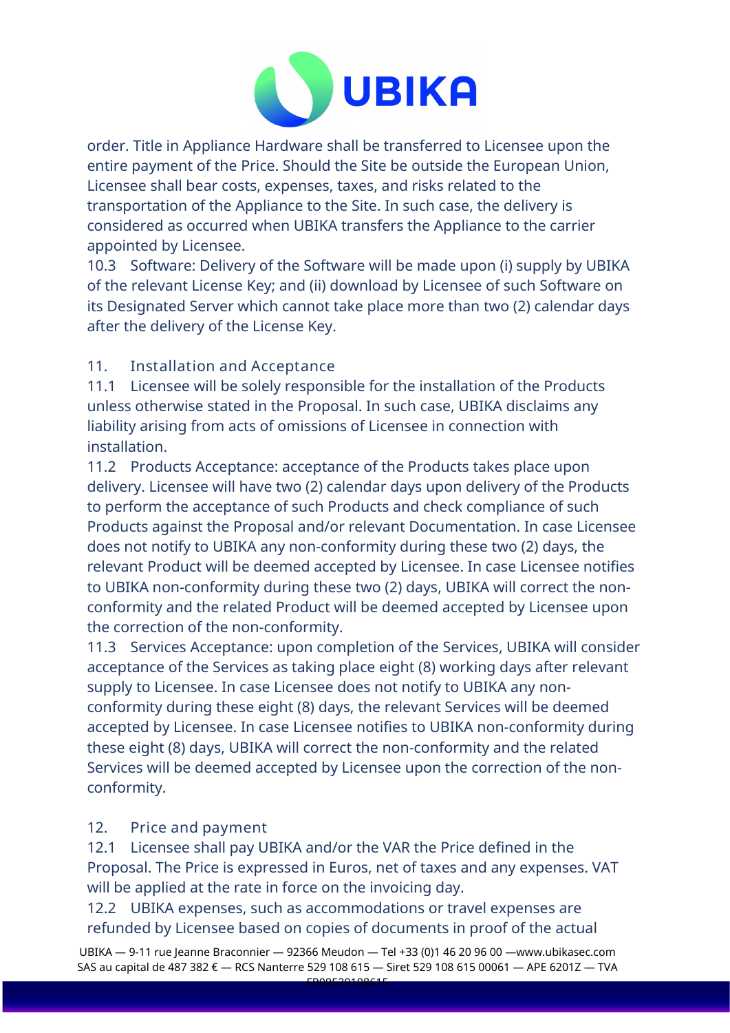order. Title in Appliance Hardware shall be transferred to Licensee upon the entire payment of the Price. Should the Site be outside the European Union, Licensee shall bear costs, expenses, taxes, and risks related to the transportation of the Appliance to the Site. In such case, the delivery is considered as occurred when UBIKA transfers the Appliance to the carrier appointed by Licensee.

10.3 Software: Delivery of the Software will be made upon (i) supply by UBIKA of the relevant License Key; and (ii) download by Licensee of such Software on its Designated Server which cannot take place more than two (2) calendar days after the delivery of the License Key.

## 11. Installation and Acceptance

11.1 Licensee will be solely responsible for the installation of the Products unless otherwise stated in the Proposal. In such case, UBIKA disclaims any liability arising from acts of omissions of Licensee in connection with installation.

11.2 Products Acceptance: acceptance of the Products takes place upon delivery. Licensee will have two (2) calendar days upon delivery of the Products to perform the acceptance of such Products and check compliance of such Products against the Proposal and/or relevant Documentation. In case Licensee does not notify to UBIKA any non-conformity during these two (2) days, the relevant Product will be deemed accepted by Licensee. In case Licensee notifies to UBIKA non-conformity during these two (2) days, UBIKA will correct the non-conformity and the related Product will be deemed accepted by Licensee upon the correction of the non-conformity.

11.3 Services Acceptance: upon completion of the Services, UBIKA will consider acceptance of the Services as taking place eight (8) working days after relevant supply to Licensee. In case Licensee does not notify to UBIKA any non-conformity during these eight (8) days, the relevant Services will be deemed accepted by Licensee. In case Licensee notifies to UBIKA non-conformity during these eight (8) days, UBIKA will correct the non-conformity and the related Services will be deemed accepted by Licensee upon the correction of the non-conformity.

## 12. Price and payment

12.1 Licensee shall pay UBIKA and/or the VAR the Price defined in the Proposal. The Price is expressed in Euros, net of taxes and any expenses. VAT will be applied at the rate in force on the invoicing day.

12.2 UBIKA expenses, such as accommodations or travel expenses are refunded by Licensee based on copies of documents in proof of the actual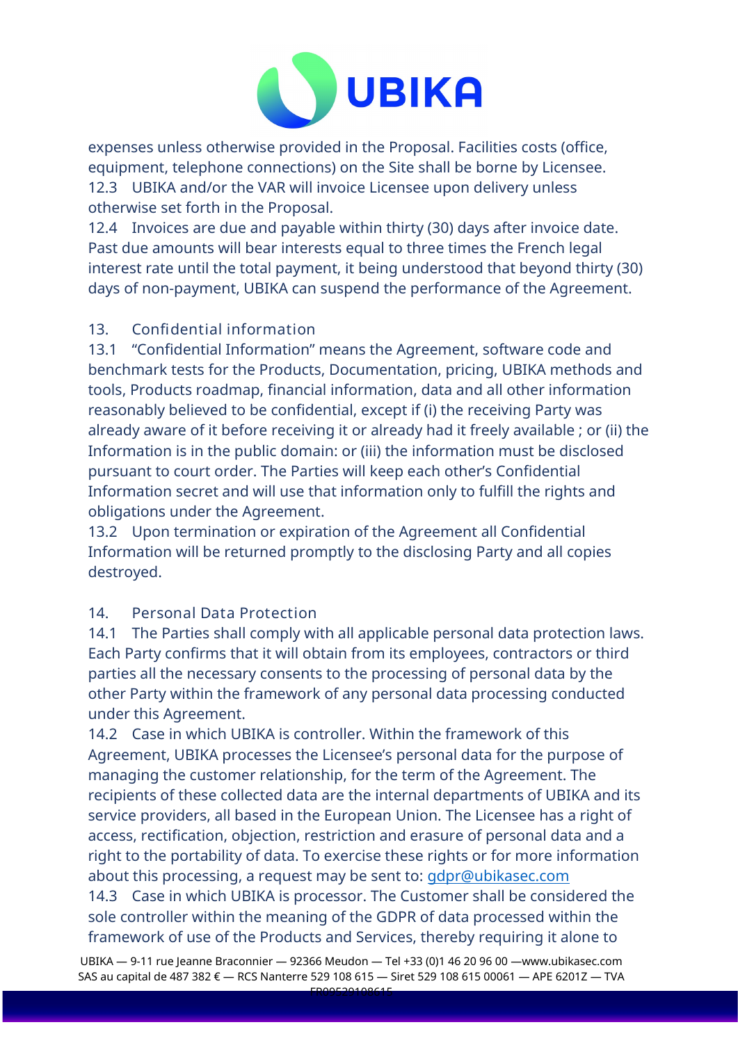expenses unless otherwise provided in the Proposal. Facilities costs (office, equipment, telephone connections) on the Site shall be borne by Licensee.

12.3 UBIKA and/or the VAR will invoice Licensee upon delivery unless otherwise set forth in the Proposal.

12.4 Invoices are due and payable within thirty (30) days after invoice date. Past due amounts will bear interests equal to three times the French legal interest rate until the total payment, it being understood that beyond thirty (30) days of non-payment, UBIKA can suspend the performance of the Agreement.

## 13. Confidential information

13.1 "Confidential Information" means the Agreement, software code and benchmark tests for the Products, Documentation, pricing, UBIKA methods and tools, Products roadmap, financial information, data and all other information reasonably believed to be confidential, except if (i) the receiving Party was already aware of it before receiving it or already had it freely available ; or (ii) the Information is in the public domain: or (iii) the information must be disclosed pursuant to court order. The Parties will keep each other's Confidential Information secret and will use that information only to fulfill the rights and obligations under the Agreement.

13.2 Upon termination or expiration of the Agreement all Confidential Information will be returned promptly to the disclosing Party and all copies destroyed.

## 14. Personal Data Protection

14.1 The Parties shall comply with all applicable personal data protection laws. Each Party confirms that it will obtain from its employees, contractors or third parties all the necessary consents to the processing of personal data by the other Party within the framework of any personal data processing conducted under this Agreement.

14.2 Case in which UBIKA is controller. Within the framework of this Agreement, UBIKA processes the Licensee's personal data for the purpose of managing the customer relationship, for the term of the Agreement. The recipients of these collected data are the internal departments of UBIKA and its service providers, all based in the European Union. The Licensee has a right of access, rectification, objection, restriction and erasure of personal data and a right to the portability of data. To exercise these rights or for more information about this processing, a request may be sent to: gdpr@ubikasec.com

14.3 Case in which UBIKA is processor. The Customer shall be considered the sole controller within the meaning of the GDPR of data processed within the framework of use of the Products and Services, thereby requiring it alone to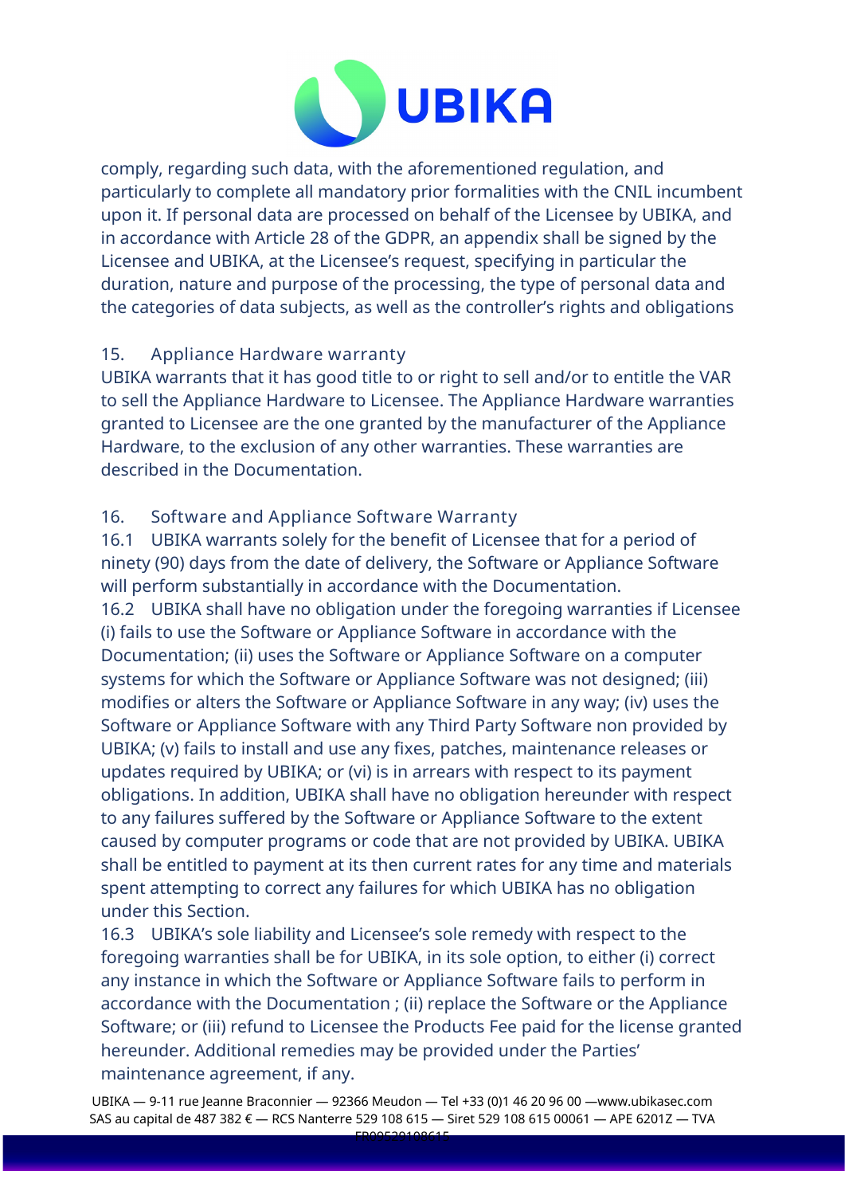comply, regarding such data, with the aforementioned regulation, and particularly to complete all mandatory prior formalities with the CNIL incumbent upon it. If personal data are processed on behalf of the Licensee by UBIKA, and in accordance with Article 28 of the GDPR, an appendix shall be signed by the Licensee and UBIKA, at the Licensee's request, specifying in particular the duration, nature and purpose of the processing, the type of personal data and the categories of data subjects, as well as the controller's rights and obligations

## 15. Appliance Hardware warranty

UBIKA warrants that it has good title to or right to sell and/or to entitle the VAR to sell the Appliance Hardware to Licensee. The Appliance Hardware warranties granted to Licensee are the one granted by the manufacturer of the Appliance Hardware, to the exclusion of any other warranties. These warranties are described in the Documentation.

## 16. Software and Appliance Software Warranty

16.1 UBIKA warrants solely for the benefit of Licensee that for a period of ninety (90) days from the date of delivery, the Software or Appliance Software will perform substantially in accordance with the Documentation.

16.2 UBIKA shall have no obligation under the foregoing warranties if Licensee (i) fails to use the Software or Appliance Software in accordance with the Documentation; (ii) uses the Software or Appliance Software on a computer systems for which the Software or Appliance Software was not designed; (iii) modifies or alters the Software or Appliance Software in any way; (iv) uses the Software or Appliance Software with any Third Party Software non provided by UBIKA; (v) fails to install and use any fixes, patches, maintenance releases or updates required by UBIKA; or (vi) is in arrears with respect to its payment obligations. In addition, UBIKA shall have no obligation hereunder with respect to any failures suffered by the Software or Appliance Software to the extent caused by computer programs or code that are not provided by UBIKA. UBIKA shall be entitled to payment at its then current rates for any time and materials spent attempting to correct any failures for which UBIKA has no obligation under this Section.

16.3 UBIKA's sole liability and Licensee's sole remedy with respect to the foregoing warranties shall be for UBIKA, in its sole option, to either (i) correct any instance in which the Software or Appliance Software fails to perform in accordance with the Documentation ; (ii) replace the Software or the Appliance Software; or (iii) refund to Licensee the Products Fee paid for the license granted hereunder. Additional remedies may be provided under the Parties' maintenance agreement, if any.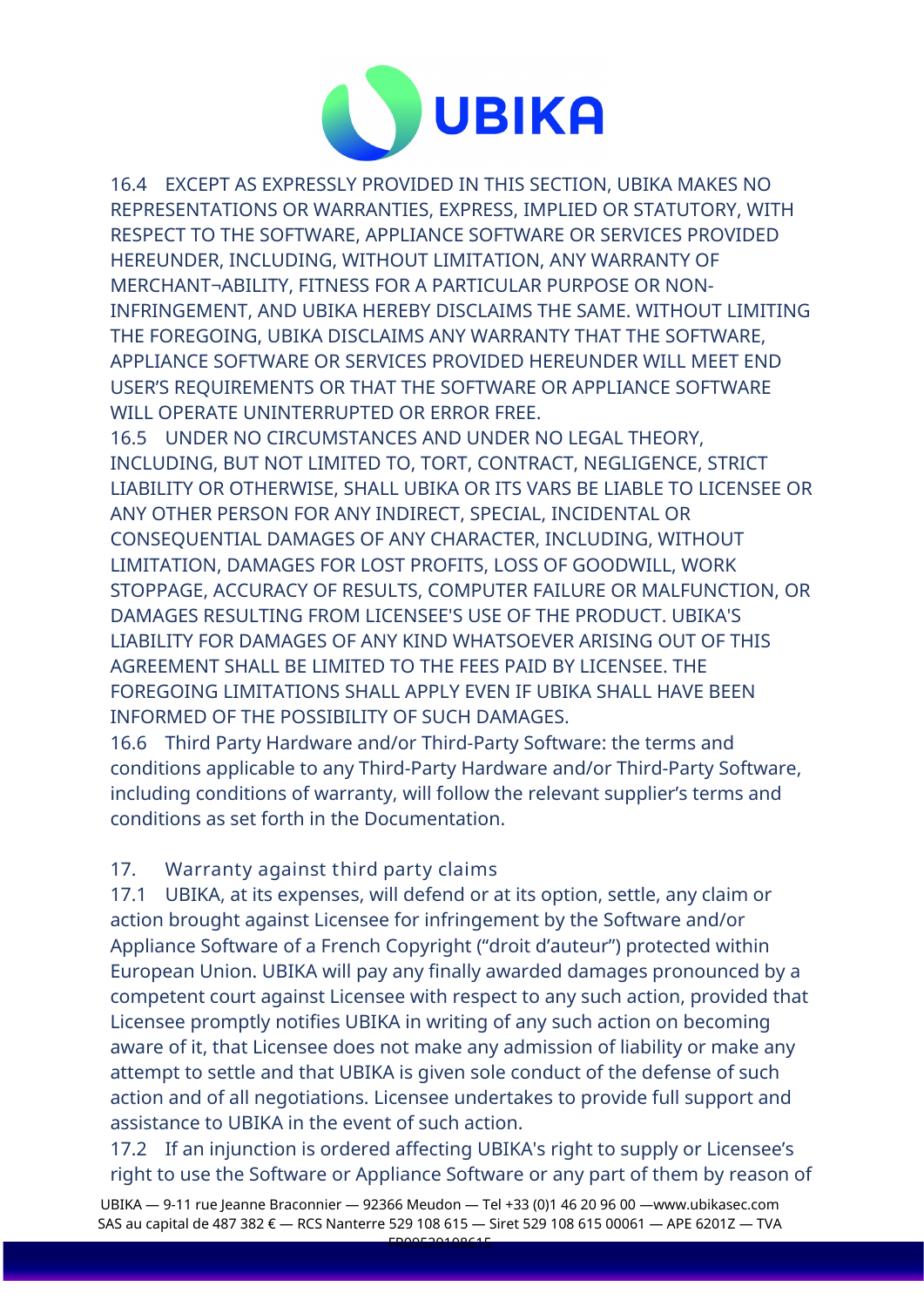16.4 EXCEPT AS EXPRESSLY PROVIDED IN THIS SECTION, UBIKA MAKES NO REPRESENTATIONS OR WARRANTIES, EXPRESS, IMPLIED OR STATUTORY, WITH RESPECT TO THE SOFTWARE, APPLIANCE SOFTWARE OR SERVICES PROVIDED HEREUNDER, INCLUDING, WITHOUT LIMITATION, ANY WARRANTY OF MERCHANT¬ABILITY, FITNESS FOR A PARTICULAR PURPOSE OR NON-INFRINGEMENT, AND UBIKA HEREBY DISCLAIMS THE SAME. WITHOUT LIMITING THE FOREGOING, UBIKA DISCLAIMS ANY WARRANTY THAT THE SOFTWARE, APPLIANCE SOFTWARE OR SERVICES PROVIDED HEREUNDER WILL MEET END USER'S REQUIREMENTS OR THAT THE SOFTWARE OR APPLIANCE SOFTWARE WILL OPERATE UNINTERRUPTED OR ERROR FREE.

16.5 UNDER NO CIRCUMSTANCES AND UNDER NO LEGAL THEORY, INCLUDING, BUT NOT LIMITED TO, TORT, CONTRACT, NEGLIGENCE, STRICT LIABILITY OR OTHERWISE, SHALL UBIKA OR ITS VARS BE LIABLE TO LICENSEE OR ANY OTHER PERSON FOR ANY INDIRECT, SPECIAL, INCIDENTAL OR CONSEQUENTIAL DAMAGES OF ANY CHARACTER, INCLUDING, WITHOUT LIMITATION, DAMAGES FOR LOST PROFITS, LOSS OF GOODWILL, WORK STOPPAGE, ACCURACY OF RESULTS, COMPUTER FAILURE OR MALFUNCTION, OR DAMAGES RESULTING FROM LICENSEE'S USE OF THE PRODUCT. UBIKA'S LIABILITY FOR DAMAGES OF ANY KIND WHATSOEVER ARISING OUT OF THIS AGREEMENT SHALL BE LIMITED TO THE FEES PAID BY LICENSEE. THE FOREGOING LIMITATIONS SHALL APPLY EVEN IF UBIKA SHALL HAVE BEEN INFORMED OF THE POSSIBILITY OF SUCH DAMAGES.

16.6 Third Party Hardware and/or Third-Party Software: the terms and conditions applicable to any Third-Party Hardware and/or Third-Party Software, including conditions of warranty, will follow the relevant supplier's terms and conditions as set forth in the Documentation.

## 17. Warranty against third party claims

17.1 UBIKA, at its expenses, will defend or at its option, settle, any claim or action brought against Licensee for infringement by the Software and/or Appliance Software of a French Copyright ("droit d'auteur") protected within European Union. UBIKA will pay any finally awarded damages pronounced by a competent court against Licensee with respect to any such action, provided that Licensee promptly notifies UBIKA in writing of any such action on becoming aware of it, that Licensee does not make any admission of liability or make any attempt to settle and that UBIKA is given sole conduct of the defense of such action and of all negotiations. Licensee undertakes to provide full support and assistance to UBIKA in the event of such action.

17.2 If an injunction is ordered affecting UBIKA's right to supply or Licensee's right to use the Software or Appliance Software or any part of them by reason of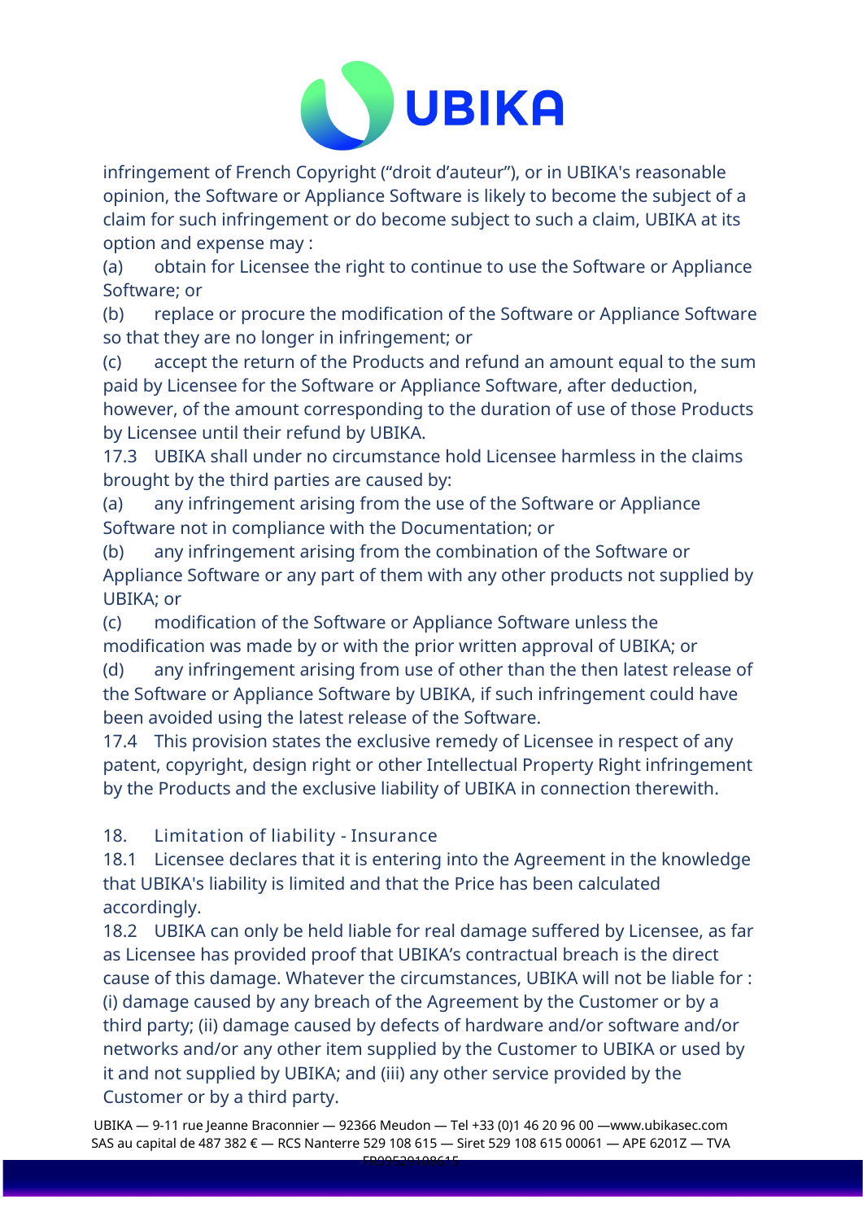infringement of French Copyright (“droit d’auteur”), or in UBIKA's reasonable opinion, the Software or Appliance Software is likely to become the subject of a claim for such infringement or do become subject to such a claim, UBIKA at its option and expense may :

(a) obtain for Licensee the right to continue to use the Software or Appliance Software; or

(b) replace or procure the modification of the Software or Appliance Software so that they are no longer in infringement; or

(c) accept the return of the Products and refund an amount equal to the sum paid by Licensee for the Software or Appliance Software, after deduction, however, of the amount corresponding to the duration of use of those Products by Licensee until their refund by UBIKA.

17.3 UBIKA shall under no circumstance hold Licensee harmless in the claims brought by the third parties are caused by:

(a) any infringement arising from the use of the Software or Appliance Software not in compliance with the Documentation; or

(b) any infringement arising from the combination of the Software or Appliance Software or any part of them with any other products not supplied by UBIKA; or

(c) modification of the Software or Appliance Software unless the modification was made by or with the prior written approval of UBIKA; or

(d) any infringement arising from use of other than the then latest release of the Software or Appliance Software by UBIKA, if such infringement could have been avoided using the latest release of the Software.

17.4 This provision states the exclusive remedy of Licensee in respect of any patent, copyright, design right or other Intellectual Property Right infringement by the Products and the exclusive liability of UBIKA in connection therewith.

## 18. Limitation of liability - Insurance

18.1 Licensee declares that it is entering into the Agreement in the knowledge that UBIKA's liability is limited and that the Price has been calculated accordingly.

18.2 UBIKA can only be held liable for real damage suffered by Licensee, as far as Licensee has provided proof that UBIKA’s contractual breach is the direct cause of this damage. Whatever the circumstances, UBIKA will not be liable for : (i) damage caused by any breach of the Agreement by the Customer or by a third party; (ii) damage caused by defects of hardware and/or software and/or networks and/or any other item supplied by the Customer to UBIKA or used by it and not supplied by UBIKA; and (iii) any other service provided by the Customer or by a third party.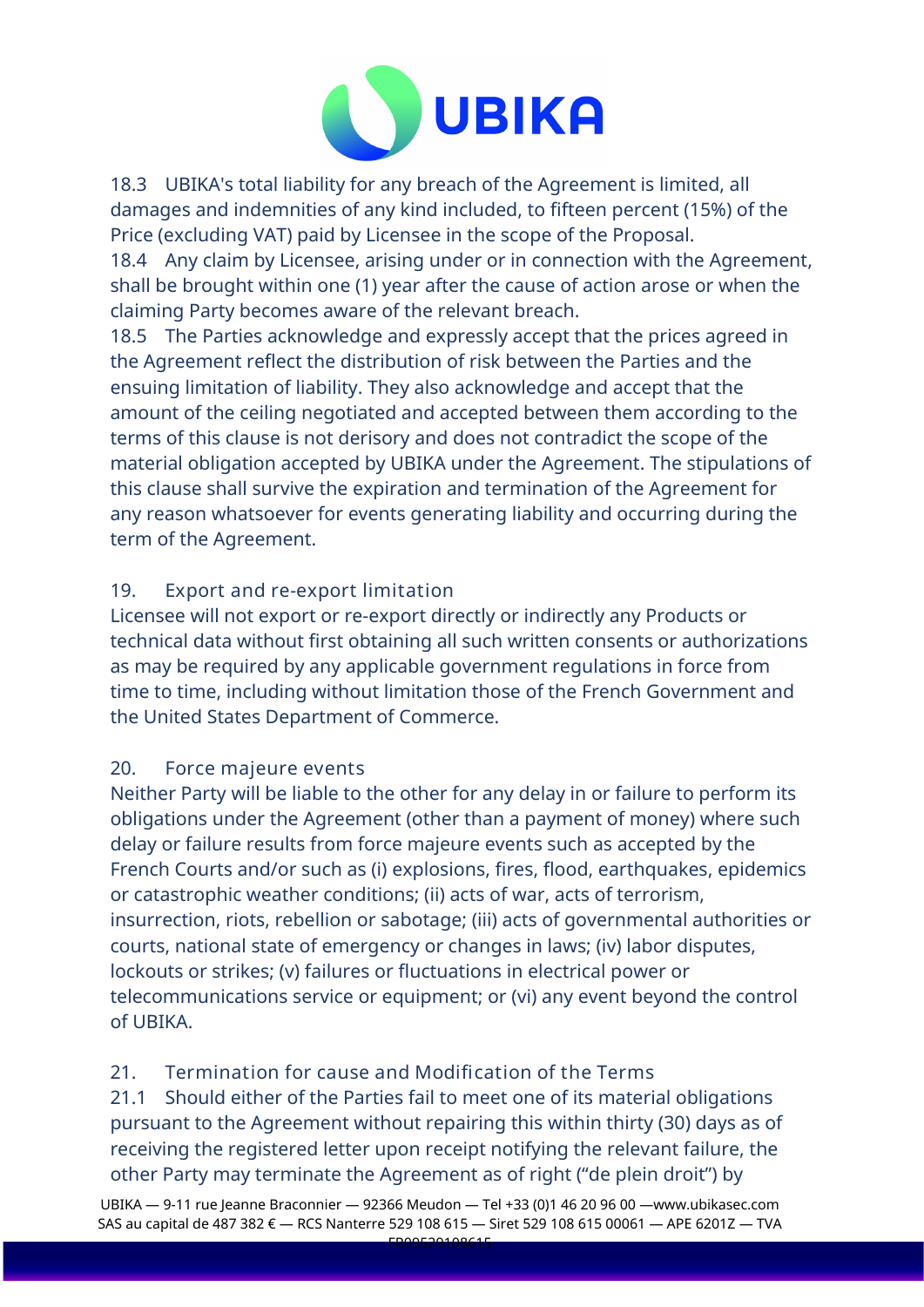18.3 UBIKA's total liability for any breach of the Agreement is limited, all damages and indemnities of any kind included, to fifteen percent (15%) of the Price (excluding VAT) paid by Licensee in the scope of the Proposal.

18.4 Any claim by Licensee, arising under or in connection with the Agreement, shall be brought within one (1) year after the cause of action arose or when the claiming Party becomes aware of the relevant breach.

18.5 The Parties acknowledge and expressly accept that the prices agreed in the Agreement reflect the distribution of risk between the Parties and the ensuing limitation of liability. They also acknowledge and accept that the amount of the ceiling negotiated and accepted between them according to the terms of this clause is not derisory and does not contradict the scope of the material obligation accepted by UBIKA under the Agreement. The stipulations of this clause shall survive the expiration and termination of the Agreement for any reason whatsoever for events generating liability and occurring during the term of the Agreement.

## 19. Export and re-export limitation

Licensee will not export or re-export directly or indirectly any Products or technical data without first obtaining all such written consents or authorizations as may be required by any applicable government regulations in force from time to time, including without limitation those of the French Government and the United States Department of Commerce.

## 20. Force majeure events

Neither Party will be liable to the other for any delay in or failure to perform its obligations under the Agreement (other than a payment of money) where such delay or failure results from force majeure events such as accepted by the French Courts and/or such as (i) explosions, fires, flood, earthquakes, epidemics or catastrophic weather conditions; (ii) acts of war, acts of terrorism, insurrection, riots, rebellion or sabotage; (iii) acts of governmental authorities or courts, national state of emergency or changes in laws; (iv) labor disputes, lockouts or strikes; (v) failures or fluctuations in electrical power or telecommunications service or equipment; or (vi) any event beyond the control of UBIKA.

## 21. Termination for cause and Modification of the Terms

21.1 Should either of the Parties fail to meet one of its material obligations pursuant to the Agreement without repairing this within thirty (30) days as of receiving the registered letter upon receipt notifying the relevant failure, the other Party may terminate the Agreement as of right (“de plein droit”) by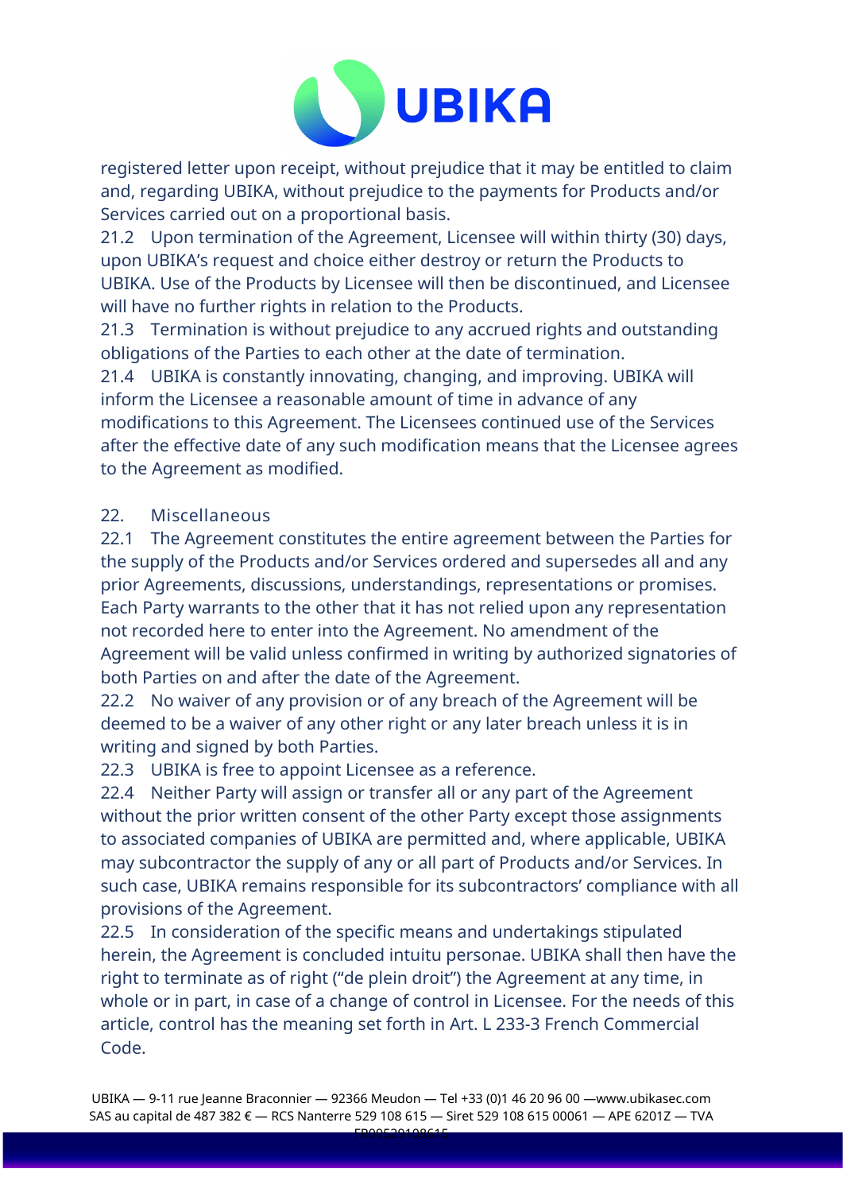registered letter upon receipt, without prejudice that it may be entitled to claim and, regarding UBIKA, without prejudice to the payments for Products and/or Services carried out on a proportional basis.

21.2 Upon termination of the Agreement, Licensee will within thirty (30) days, upon UBIKA's request and choice either destroy or return the Products to UBIKA. Use of the Products by Licensee will then be discontinued, and Licensee will have no further rights in relation to the Products.

21.3 Termination is without prejudice to any accrued rights and outstanding obligations of the Parties to each other at the date of termination.

21.4 UBIKA is constantly innovating, changing, and improving. UBIKA will inform the Licensee a reasonable amount of time in advance of any modifications to this Agreement. The Licensees continued use of the Services after the effective date of any such modification means that the Licensee agrees to the Agreement as modified.

## 22. Miscellaneous

22.1 The Agreement constitutes the entire agreement between the Parties for the supply of the Products and/or Services ordered and supersedes all and any prior Agreements, discussions, understandings, representations or promises. Each Party warrants to the other that it has not relied upon any representation not recorded here to enter into the Agreement. No amendment of the Agreement will be valid unless confirmed in writing by authorized signatories of both Parties on and after the date of the Agreement.

22.2 No waiver of any provision or of any breach of the Agreement will be deemed to be a waiver of any other right or any later breach unless it is in writing and signed by both Parties.

22.3 UBIKA is free to appoint Licensee as a reference.

22.4 Neither Party will assign or transfer all or any part of the Agreement without the prior written consent of the other Party except those assignments to associated companies of UBIKA are permitted and, where applicable, UBIKA may subcontractor the supply of any or all part of Products and/or Services. In such case, UBIKA remains responsible for its subcontractors' compliance with all provisions of the Agreement.

22.5 In consideration of the specific means and undertakings stipulated herein, the Agreement is concluded intuitu personae. UBIKA shall then have the right to terminate as of right ("de plein droit") the Agreement at any time, in whole or in part, in case of a change of control in Licensee. For the needs of this article, control has the meaning set forth in Art. L 233-3 French Commercial Code.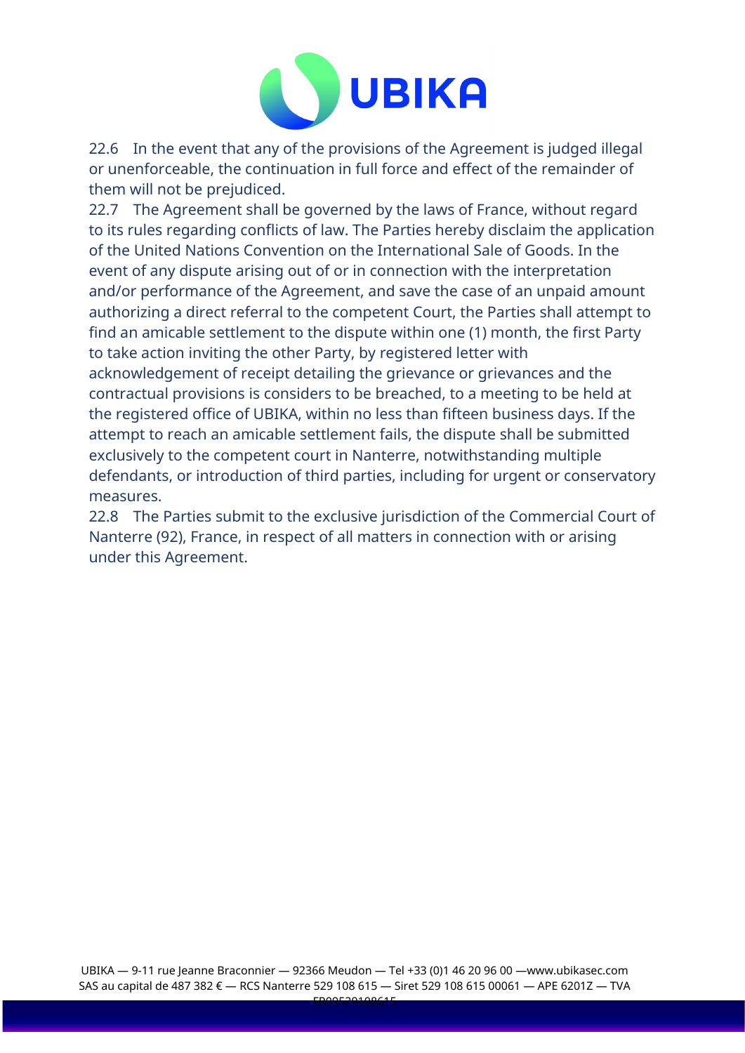22.6 In the event that any of the provisions of the Agreement is judged illegal or unenforceable, the continuation in full force and effect of the remainder of them will not be prejudiced.

22.7 The Agreement shall be governed by the laws of France, without regard to its rules regarding conflicts of law. The Parties hereby disclaim the application of the United Nations Convention on the International Sale of Goods. In the event of any dispute arising out of or in connection with the interpretation and/or performance of the Agreement, and save the case of an unpaid amount authorizing a direct referral to the competent Court, the Parties shall attempt to find an amicable settlement to the dispute within one (1) month, the first Party to take action inviting the other Party, by registered letter with acknowledgement of receipt detailing the grievance or grievances and the contractual provisions is considers to be breached, to a meeting to be held at the registered office of UBIKA, within no less than fifteen business days. If the attempt to reach an amicable settlement fails, the dispute shall be submitted exclusively to the competent court in Nanterre, notwithstanding multiple defendants, or introduction of third parties, including for urgent or conservatory measures.

22.8 The Parties submit to the exclusive jurisdiction of the Commercial Court of Nanterre (92), France, in respect of all matters in connection with or arising under this Agreement.